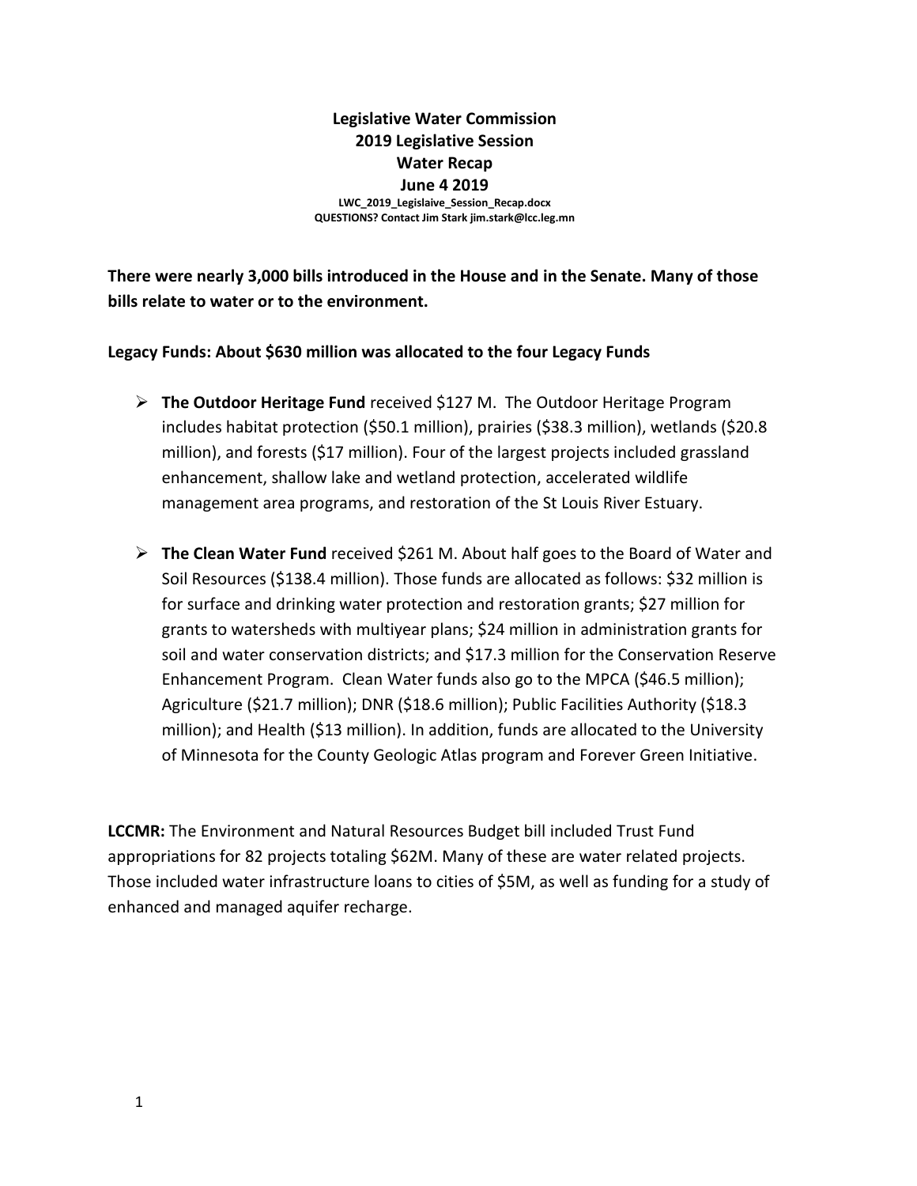**Legislative Water Commission**
**2019 Legislative Session**
**Water Recap**
**June 4 2019**

**LWC_2019_Legislaive_Session_Recap.docx**
**QUESTIONS? Contact Jim Stark jim.stark@lcc.leg.mn**

**There were nearly 3,000 bills introduced in the House and in the Senate. Many of those bills relate to water or to the environment.**

**Legacy Funds: About $630 million was allocated to the four Legacy Funds**

- **The Outdoor Heritage Fund** received $127 M. The Outdoor Heritage Program includes habitat protection ($50.1 million), prairies ($38.3 million), wetlands ($20.8 million), and forests ($17 million). Four of the largest projects included grassland enhancement, shallow lake and wetland protection, accelerated wildlife management area programs, and restoration of the St Louis River Estuary.

- **The Clean Water Fund** received $261 M. About half goes to the Board of Water and Soil Resources ($138.4 million). Those funds are allocated as follows: $32 million is for surface and drinking water protection and restoration grants; $27 million for grants to watersheds with multiyear plans; $24 million in administration grants for soil and water conservation districts; and $17.3 million for the Conservation Reserve Enhancement Program. Clean Water funds also go to the MPCA ($46.5 million); Agriculture ($21.7 million); DNR ($18.6 million); Public Facilities Authority ($18.3 million); and Health ($13 million). In addition, funds are allocated to the University of Minnesota for the County Geologic Atlas program and Forever Green Initiative.

**LCCMR:** The Environment and Natural Resources Budget bill included Trust Fund appropriations for 82 projects totaling $62M. Many of these are water related projects. Those included water infrastructure loans to cities of $5M, as well as funding for a study of enhanced and managed aquifer recharge.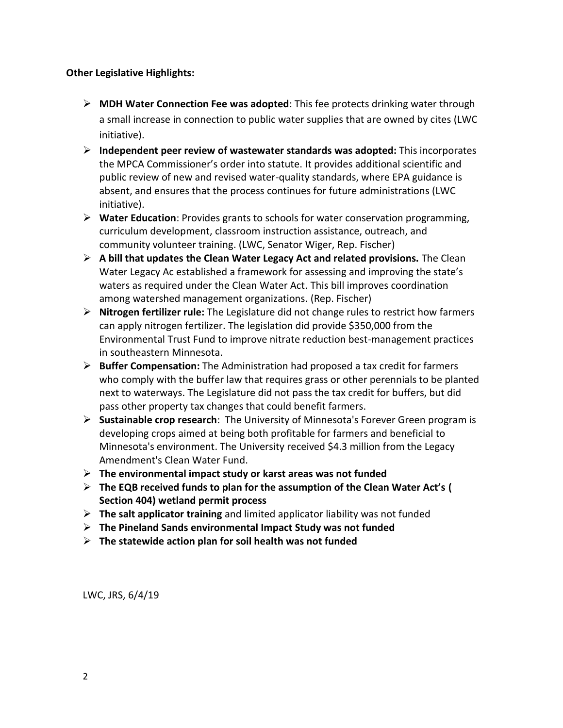**Other Legislative Highlights:**

- **MDH Water Connection Fee was adopted**: This fee protects drinking water through a small increase in connection to public water supplies that are owned by cites (LWC initiative).
- **Independent peer review of wastewater standards was adopted:** This incorporates the MPCA Commissioner's order into statute. It provides additional scientific and public review of new and revised water-quality standards, where EPA guidance is absent, and ensures that the process continues for future administrations (LWC initiative).
- **Water Education**: Provides grants to schools for water conservation programming, curriculum development, classroom instruction assistance, outreach, and community volunteer training. (LWC, Senator Wiger, Rep. Fischer)
- **A bill that updates the Clean Water Legacy Act and related provisions.** The Clean Water Legacy Ac established a framework for assessing and improving the state's waters as required under the Clean Water Act. This bill improves coordination among watershed management organizations. (Rep. Fischer)
- **Nitrogen fertilizer rule:** The Legislature did not change rules to restrict how farmers can apply nitrogen fertilizer. The legislation did provide $350,000 from the Environmental Trust Fund to improve nitrate reduction best-management practices in southeastern Minnesota.
- **Buffer Compensation:** The Administration had proposed a tax credit for farmers who comply with the buffer law that requires grass or other perennials to be planted next to waterways. The Legislature did not pass the tax credit for buffers, but did pass other property tax changes that could benefit farmers.
- **Sustainable crop research**: The University of Minnesota's Forever Green program is developing crops aimed at being both profitable for farmers and beneficial to Minnesota's environment. The University received $4.3 million from the Legacy Amendment's Clean Water Fund.
- **The environmental impact study or karst areas was not funded**
- **The EQB received funds to plan for the assumption of the Clean Water Act's ( Section 404) wetland permit process**
- **The salt applicator training** and limited applicator liability was not funded
- **The Pineland Sands environmental Impact Study was not funded**
- **The statewide action plan for soil health was not funded**

LWC, JRS, 6/4/19